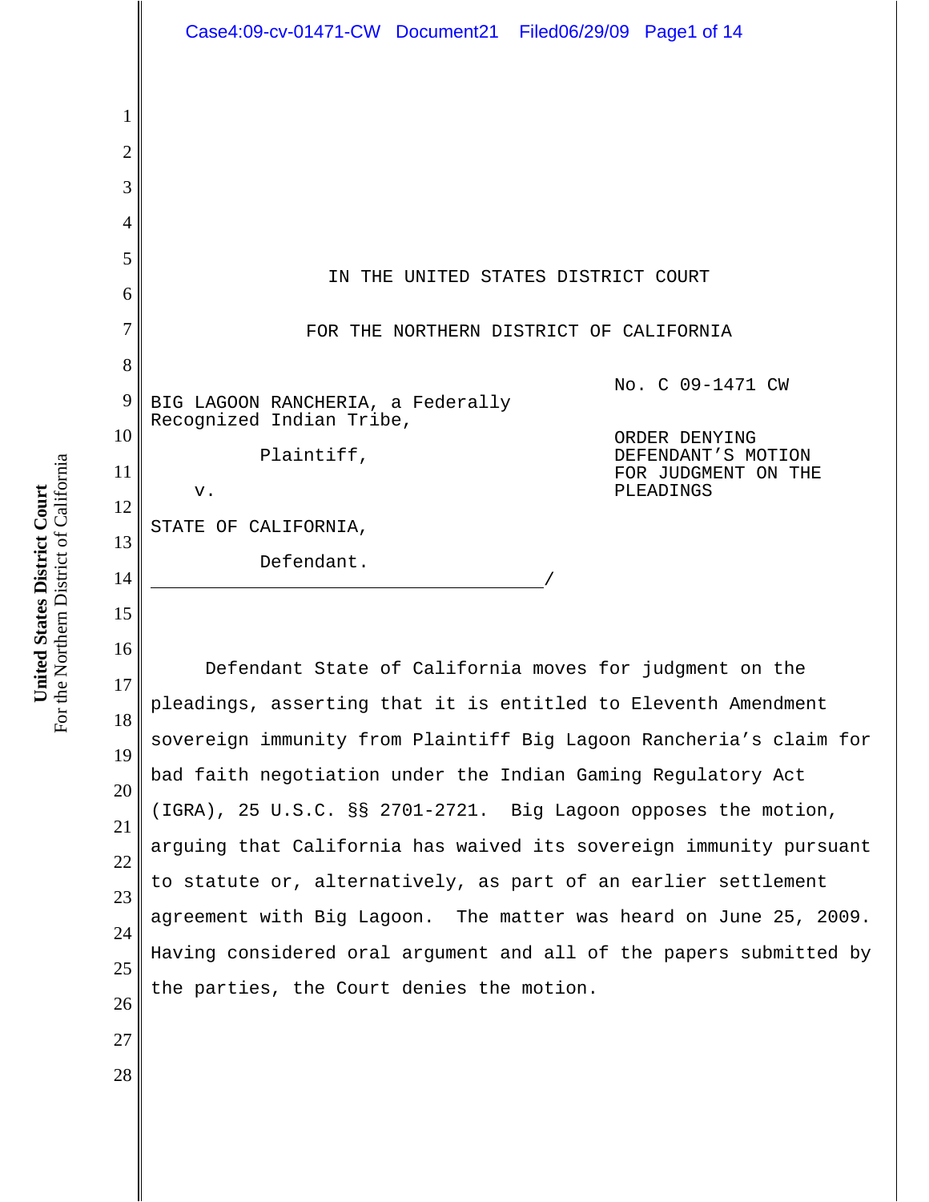IN THE UNITED STATES DISTRICT COURT

FOR THE NORTHERN DISTRICT OF CALIFORNIA

BIG LAGOON RANCHERIA, a Federally Recognized Indian Tribe,

Plaintiff,

v.

STATE OF CALIFORNIA,

Defendant.

No. C 09-1471 CW

ORDER DENYING DEFENDANT'S MOTION FOR JUDGMENT ON THE PLEADINGS

Defendant State of California moves for judgment on the pleadings, asserting that it is entitled to Eleventh Amendment sovereign immunity from Plaintiff Big Lagoon Rancheria's claim for bad faith negotiation under the Indian Gaming Regulatory Act (IGRA), 25 U.S.C. §§ 2701-2721. Big Lagoon opposes the motion, arguing that California has waived its sovereign immunity pursuant to statute or, alternatively, as part of an earlier settlement agreement with Big Lagoon. The matter was heard on June 25, 2009. Having considered oral argument and all of the papers submitted by the parties, the Court denies the motion.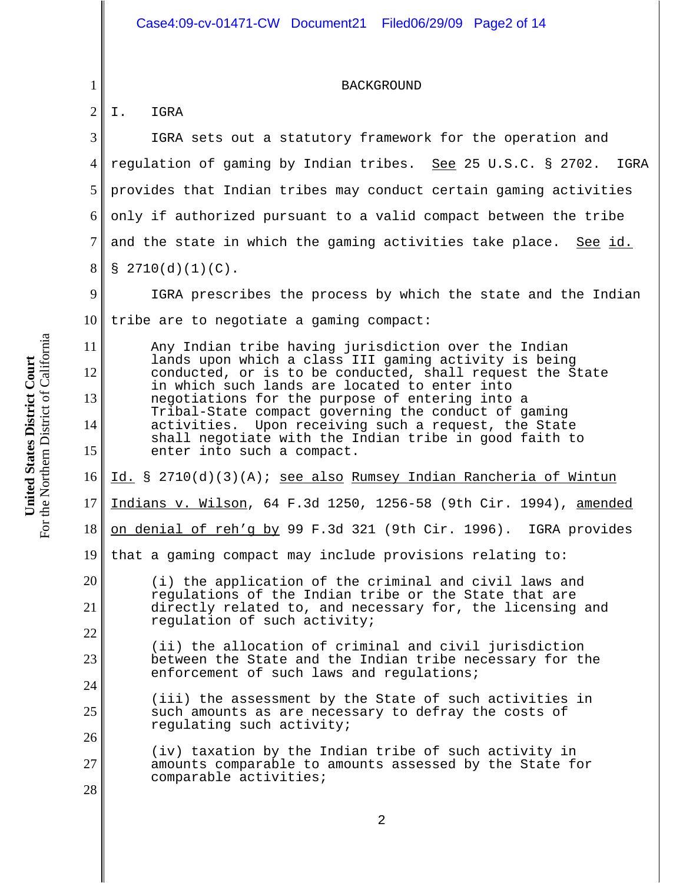## BACKGROUND

### I. IGRA

IGRA sets out a statutory framework for the operation and regulation of gaming by Indian tribes. See 25 U.S.C. § 2702. IGRA provides that Indian tribes may conduct certain gaming activities only if authorized pursuant to a valid compact between the tribe and the state in which the gaming activities take place. See id. § 2710(d)(1)(C).

IGRA prescribes the process by which the state and the Indian tribe are to negotiate a gaming compact:

> Any Indian tribe having jurisdiction over the Indian lands upon which a class III gaming activity is being conducted, or is to be conducted, shall request the State in which such lands are located to enter into negotiations for the purpose of entering into a Tribal-State compact governing the conduct of gaming activities. Upon receiving such a request, the State shall negotiate with the Indian tribe in good faith to enter into such a compact.

Id. § 2710(d)(3)(A); see also Rumsey Indian Rancheria of Wintun Indians v. Wilson, 64 F.3d 1250, 1256-58 (9th Cir. 1994), amended on denial of reh'g by 99 F.3d 321 (9th Cir. 1996). IGRA provides that a gaming compact may include provisions relating to:

> (i) the application of the criminal and civil laws and regulations of the Indian tribe or the State that are directly related to, and necessary for, the licensing and regulation of such activity;
>
> (ii) the allocation of criminal and civil jurisdiction between the State and the Indian tribe necessary for the enforcement of such laws and regulations;
>
> (iii) the assessment by the State of such activities in such amounts as are necessary to defray the costs of regulating such activity;
>
> (iv) taxation by the Indian tribe of such activity in amounts comparable to amounts assessed by the State for comparable activities;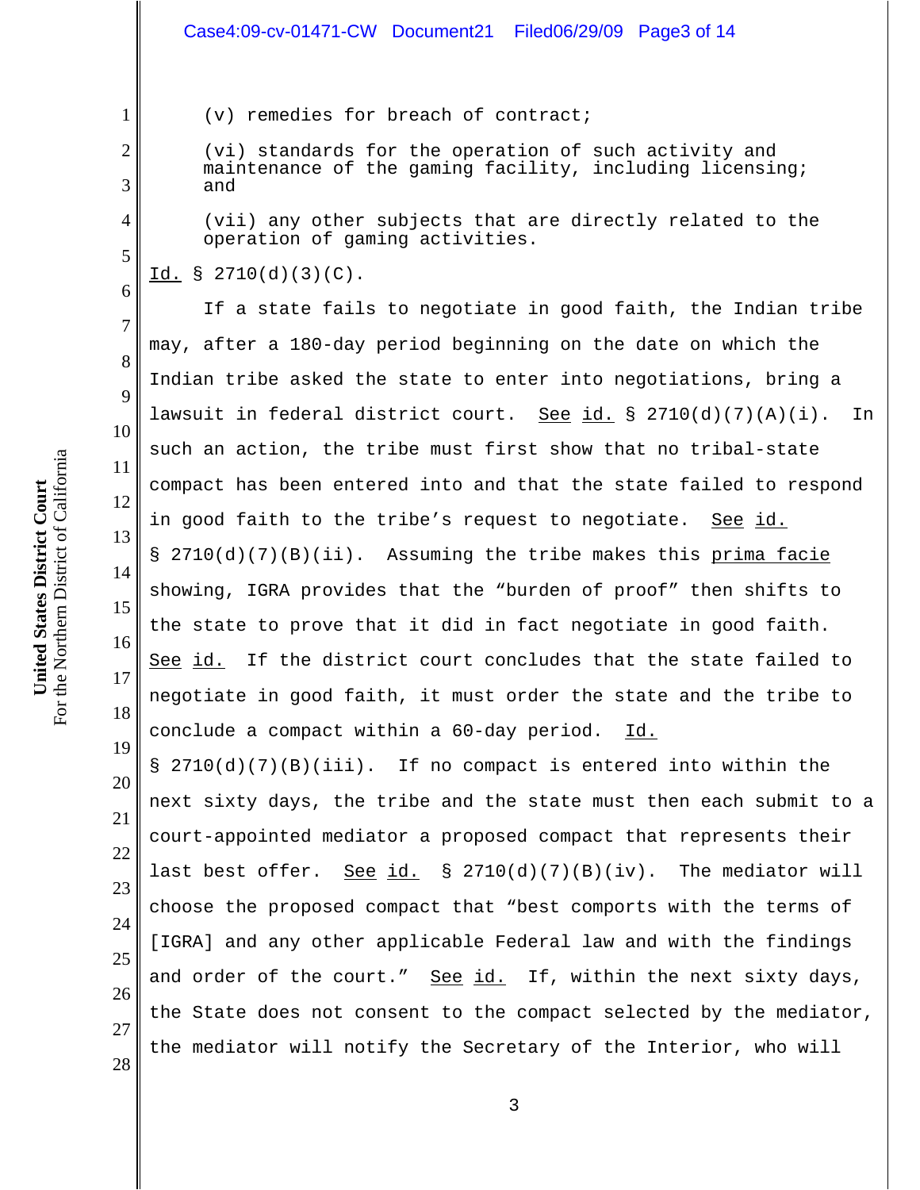(v) remedies for breach of contract;

(vi) standards for the operation of such activity and maintenance of the gaming facility, including licensing; and

(vii) any other subjects that are directly related to the operation of gaming activities.

Id. § 2710(d)(3)(C).

If a state fails to negotiate in good faith, the Indian tribe may, after a 180-day period beginning on the date on which the Indian tribe asked the state to enter into negotiations, bring a lawsuit in federal district court. See id. § 2710(d)(7)(A)(i). In such an action, the tribe must first show that no tribal-state compact has been entered into and that the state failed to respond in good faith to the tribe's request to negotiate. See id. § 2710(d)(7)(B)(ii). Assuming the tribe makes this prima facie showing, IGRA provides that the "burden of proof" then shifts to the state to prove that it did in fact negotiate in good faith. See id. If the district court concludes that the state failed to negotiate in good faith, it must order the state and the tribe to conclude a compact within a 60-day period. Id. § 2710(d)(7)(B)(iii). If no compact is entered into within the next sixty days, the tribe and the state must then each submit to a court-appointed mediator a proposed compact that represents their last best offer. See id. § 2710(d)(7)(B)(iv). The mediator will choose the proposed compact that "best comports with the terms of [IGRA] and any other applicable Federal law and with the findings and order of the court." See id. If, within the next sixty days, the State does not consent to the compact selected by the mediator, the mediator will notify the Secretary of the Interior, who will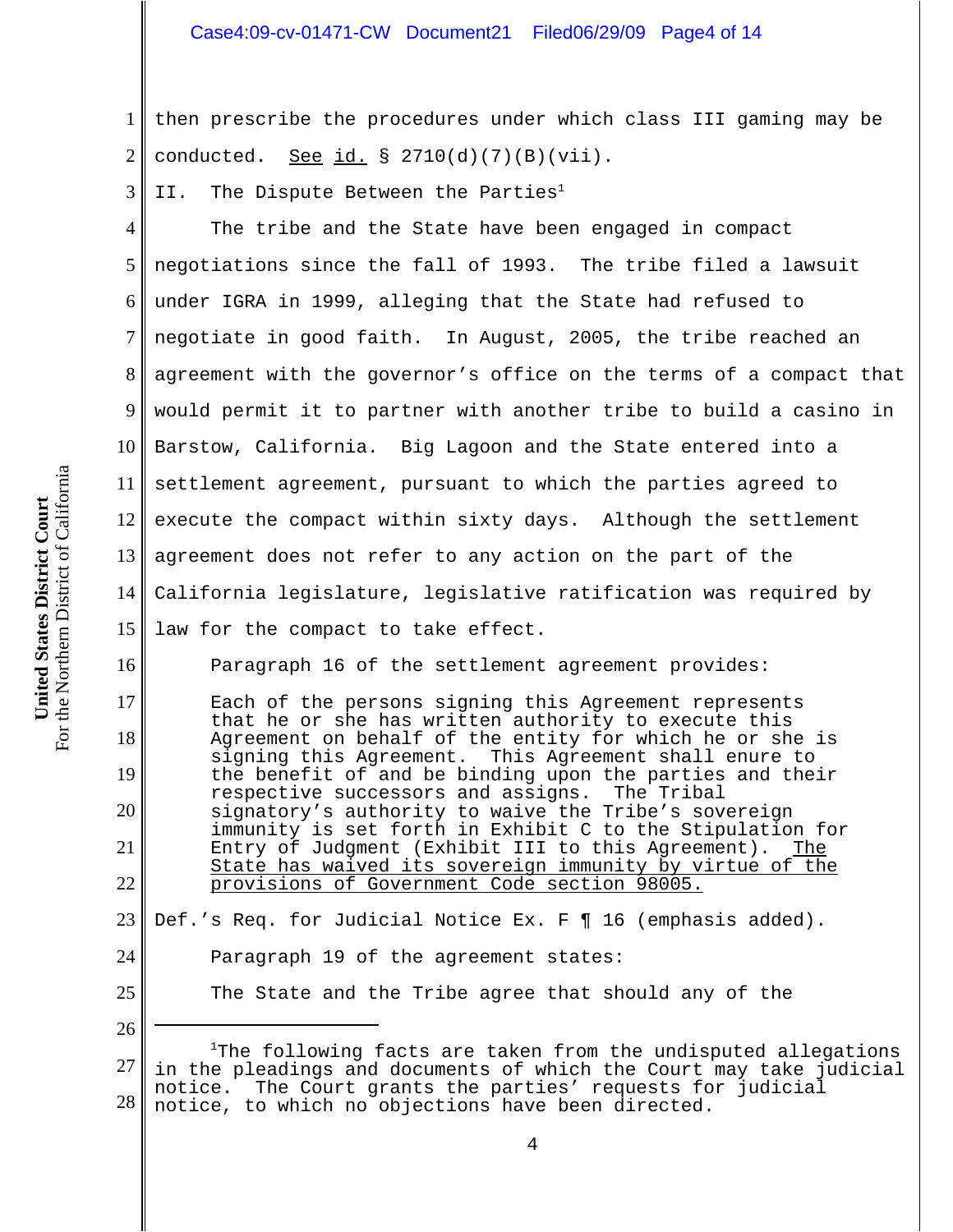then prescribe the procedures under which class III gaming may be conducted. See id. § 2710(d)(7)(B)(vii).

II. The Dispute Between the Parties[1]

The tribe and the State have been engaged in compact negotiations since the fall of 1993. The tribe filed a lawsuit under IGRA in 1999, alleging that the State had refused to negotiate in good faith. In August, 2005, the tribe reached an agreement with the governor's office on the terms of a compact that would permit it to partner with another tribe to build a casino in Barstow, California. Big Lagoon and the State entered into a settlement agreement, pursuant to which the parties agreed to execute the compact within sixty days. Although the settlement agreement does not refer to any action on the part of the California legislature, legislative ratification was required by law for the compact to take effect.

Paragraph 16 of the settlement agreement provides:

> Each of the persons signing this Agreement represents that he or she has written authority to execute this Agreement on behalf of the entity for which he or she is signing this Agreement. This Agreement shall enure to the benefit of and be binding upon the parties and their respective successors and assigns. The Tribal signatory's authority to waive the Tribe's sovereign immunity is set forth in Exhibit C to the Stipulation for Entry of Judgment (Exhibit III to this Agreement). <u>The State has waived its sovereign immunity by virtue of the provisions of Government Code section 98005.</u>

Def.'s Req. for Judicial Notice Ex. F ¶ 16 (emphasis added).

Paragraph 19 of the agreement states:

> The State and the Tribe agree that should any of the

---

[1] The following facts are taken from the undisputed allegations in the pleadings and documents of which the Court may take judicial notice. The Court grants the parties' requests for judicial notice, to which no objections have been directed.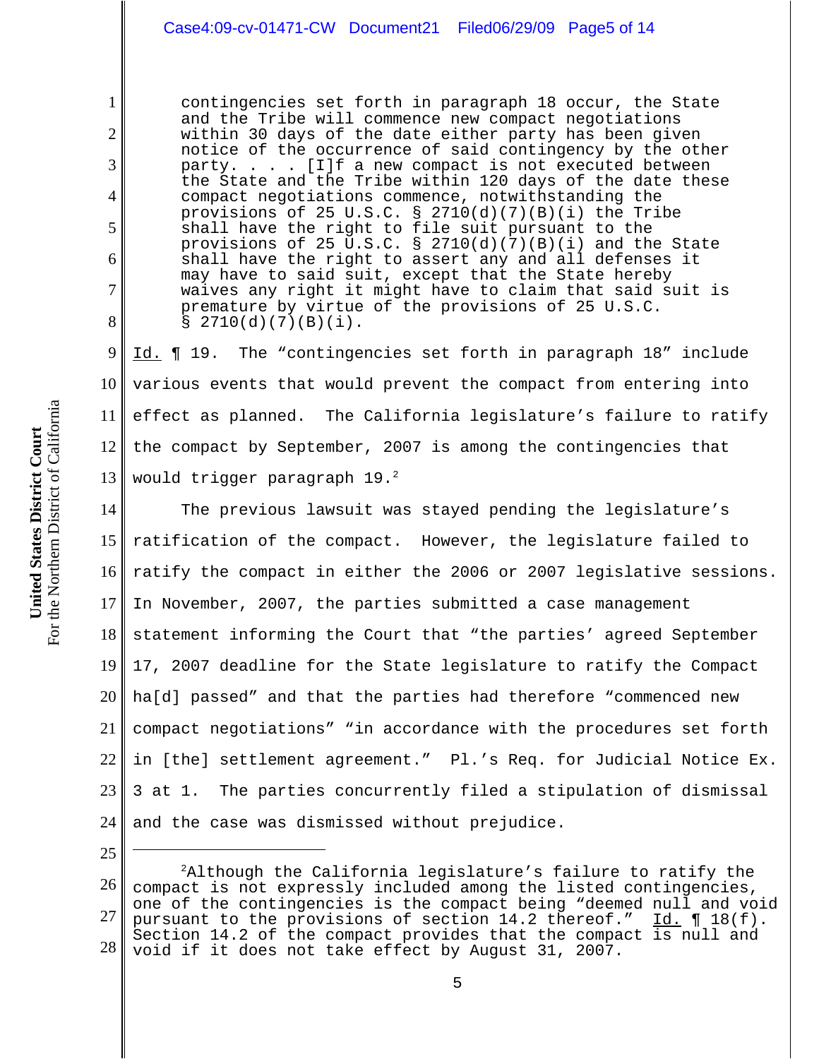> contingencies set forth in paragraph 18 occur, the State and the Tribe will commence new compact negotiations within 30 days of the date either party has been given notice of the occurrence of said contingency by the other party. . . . [I]f a new compact is not executed between the State and the Tribe within 120 days of the date these compact negotiations commence, notwithstanding the provisions of 25 U.S.C. § 2710(d)(7)(B)(i) the Tribe shall have the right to file suit pursuant to the provisions of 25 U.S.C. § 2710(d)(7)(B)(i) and the State shall have the right to assert any and all defenses it may have to said suit, except that the State hereby waives any right it might have to claim that said suit is premature by virtue of the provisions of 25 U.S.C. § 2710(d)(7)(B)(i).

Id. ¶ 19. The "contingencies set forth in paragraph 18" include various events that would prevent the compact from entering into effect as planned. The California legislature's failure to ratify the compact by September, 2007 is among the contingencies that would trigger paragraph 19.[2]

The previous lawsuit was stayed pending the legislature's ratification of the compact. However, the legislature failed to ratify the compact in either the 2006 or 2007 legislative sessions. In November, 2007, the parties submitted a case management statement informing the Court that "the parties' agreed September 17, 2007 deadline for the State legislature to ratify the Compact ha[d] passed" and that the parties had therefore "commenced new compact negotiations" "in accordance with the procedures set forth in [the] settlement agreement." Pl.'s Req. for Judicial Notice Ex. 3 at 1. The parties concurrently filed a stipulation of dismissal and the case was dismissed without prejudice.

---

[2] Although the California legislature's failure to ratify the compact is not expressly included among the listed contingencies, one of the contingencies is the compact being "deemed null and void pursuant to the provisions of section 14.2 thereof." Id. ¶ 18(f). Section 14.2 of the compact provides that the compact is null and void if it does not take effect by August 31, 2007.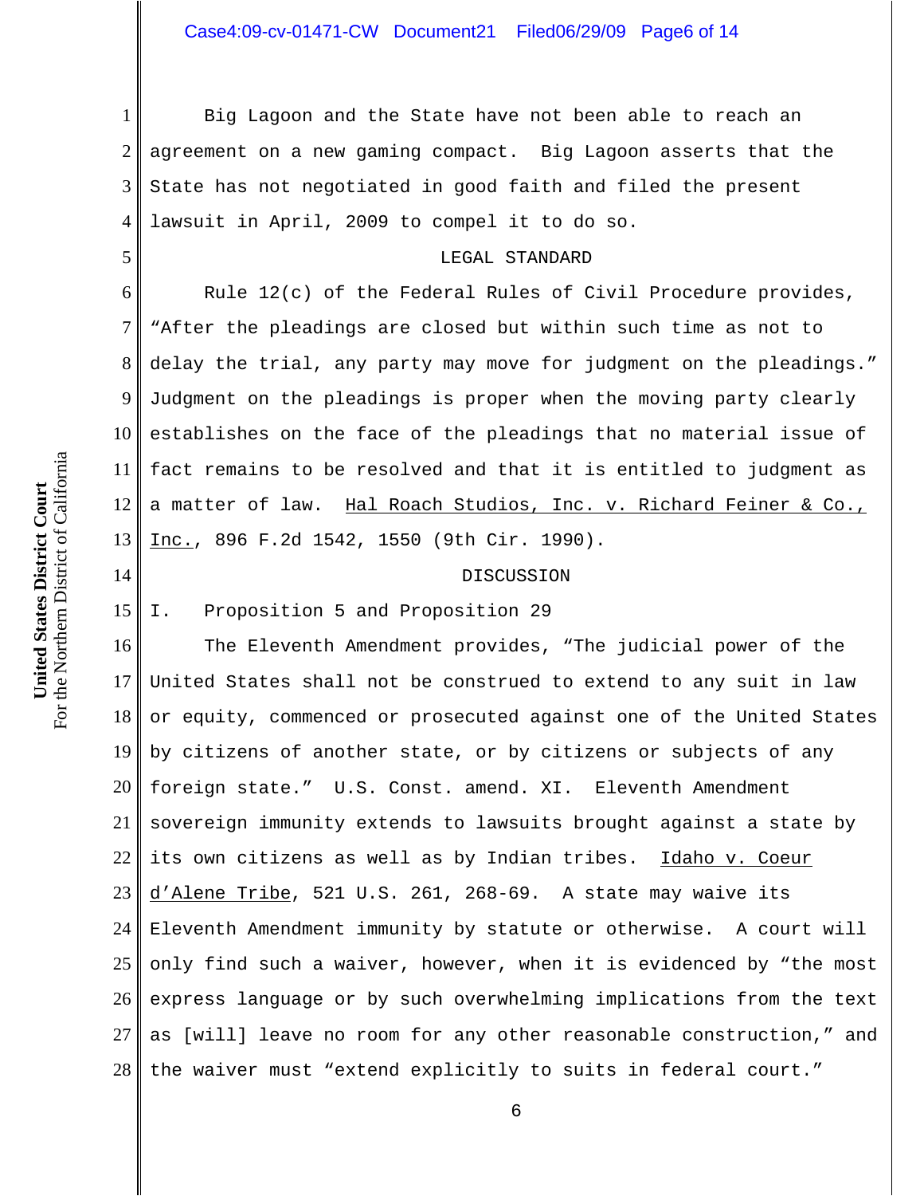Big Lagoon and the State have not been able to reach an agreement on a new gaming compact. Big Lagoon asserts that the State has not negotiated in good faith and filed the present lawsuit in April, 2009 to compel it to do so.

## LEGAL STANDARD

Rule 12(c) of the Federal Rules of Civil Procedure provides, "After the pleadings are closed but within such time as not to delay the trial, any party may move for judgment on the pleadings." Judgment on the pleadings is proper when the moving party clearly establishes on the face of the pleadings that no material issue of fact remains to be resolved and that it is entitled to judgment as a matter of law. Hal Roach Studios, Inc. v. Richard Feiner & Co., Inc., 896 F.2d 1542, 1550 (9th Cir. 1990).

## DISCUSSION

### I. Proposition 5 and Proposition 29

The Eleventh Amendment provides, "The judicial power of the United States shall not be construed to extend to any suit in law or equity, commenced or prosecuted against one of the United States by citizens of another state, or by citizens or subjects of any foreign state." U.S. Const. amend. XI. Eleventh Amendment sovereign immunity extends to lawsuits brought against a state by its own citizens as well as by Indian tribes. Idaho v. Coeur d'Alene Tribe, 521 U.S. 261, 268-69. A state may waive its Eleventh Amendment immunity by statute or otherwise. A court will only find such a waiver, however, when it is evidenced by "the most express language or by such overwhelming implications from the text as [will] leave no room for any other reasonable construction," and the waiver must "extend explicitly to suits in federal court."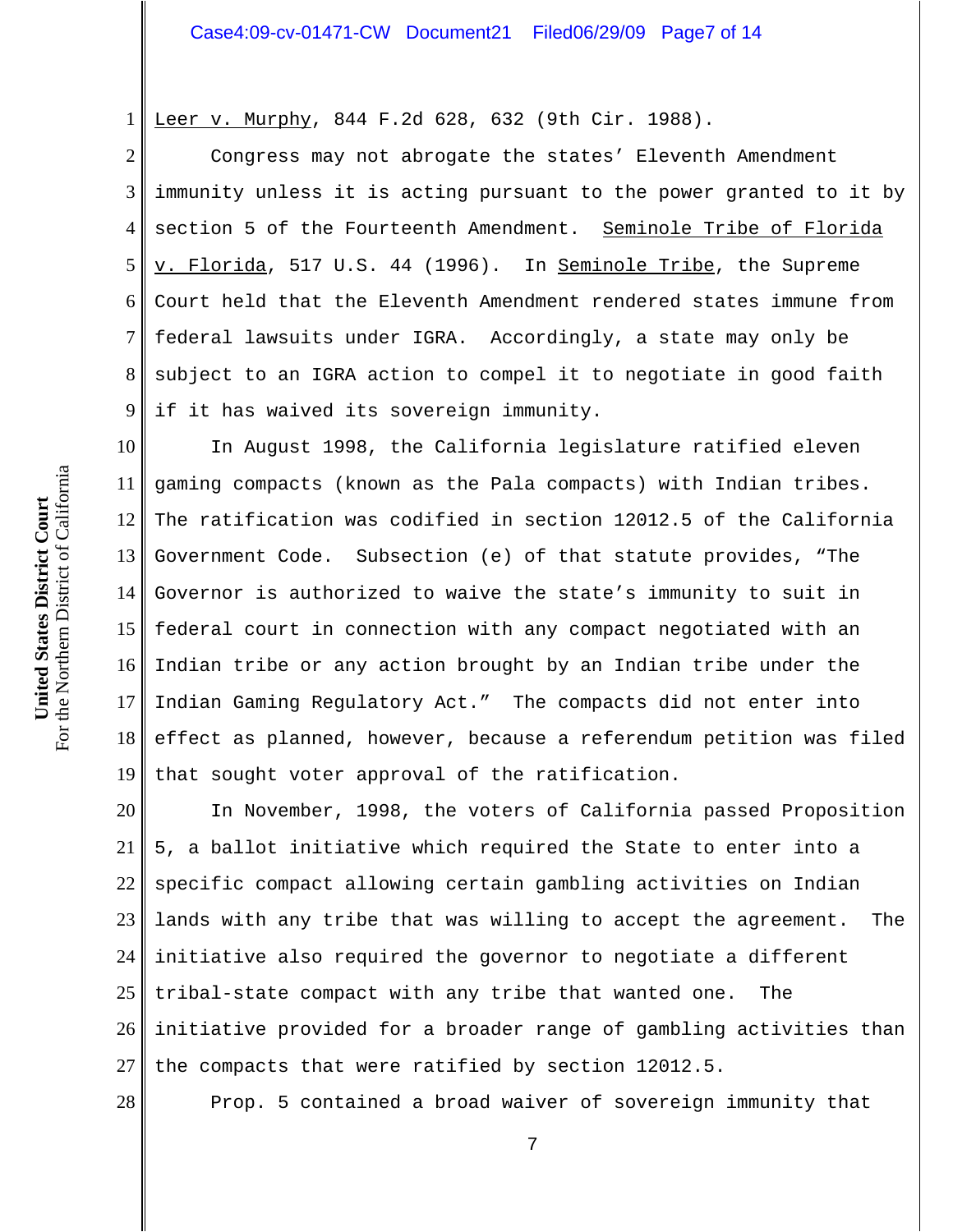Leer v. Murphy, 844 F.2d 628, 632 (9th Cir. 1988).

Congress may not abrogate the states' Eleventh Amendment immunity unless it is acting pursuant to the power granted to it by section 5 of the Fourteenth Amendment. Seminole Tribe of Florida v. Florida, 517 U.S. 44 (1996). In Seminole Tribe, the Supreme Court held that the Eleventh Amendment rendered states immune from federal lawsuits under IGRA. Accordingly, a state may only be subject to an IGRA action to compel it to negotiate in good faith if it has waived its sovereign immunity.

In August 1998, the California legislature ratified eleven gaming compacts (known as the Pala compacts) with Indian tribes. The ratification was codified in section 12012.5 of the California Government Code. Subsection (e) of that statute provides, "The Governor is authorized to waive the state's immunity to suit in federal court in connection with any compact negotiated with an Indian tribe or any action brought by an Indian tribe under the Indian Gaming Regulatory Act." The compacts did not enter into effect as planned, however, because a referendum petition was filed that sought voter approval of the ratification.

In November, 1998, the voters of California passed Proposition 5, a ballot initiative which required the State to enter into a specific compact allowing certain gambling activities on Indian lands with any tribe that was willing to accept the agreement. The initiative also required the governor to negotiate a different tribal-state compact with any tribe that wanted one. The initiative provided for a broader range of gambling activities than the compacts that were ratified by section 12012.5.

Prop. 5 contained a broad waiver of sovereign immunity that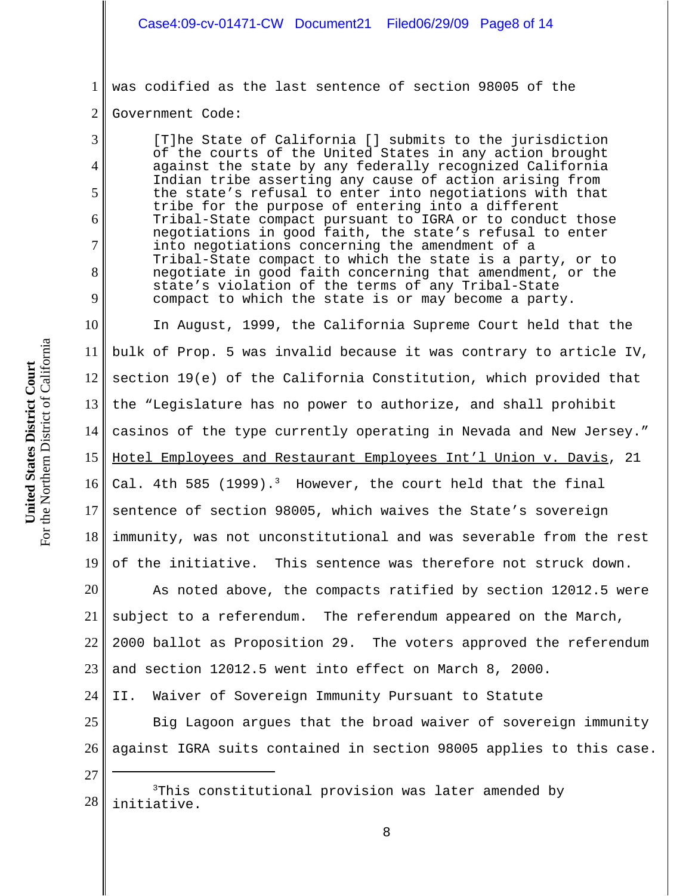was codified as the last sentence of section 98005 of the Government Code:

> [T]he State of California [] submits to the jurisdiction of the courts of the United States in any action brought against the state by any federally recognized California Indian tribe asserting any cause of action arising from the state's refusal to enter into negotiations with that tribe for the purpose of entering into a different Tribal-State compact pursuant to IGRA or to conduct those negotiations in good faith, the state's refusal to enter into negotiations concerning the amendment of a Tribal-State compact to which the state is a party, or to negotiate in good faith concerning that amendment, or the state's violation of the terms of any Tribal-State compact to which the state is or may become a party.

In August, 1999, the California Supreme Court held that the bulk of Prop. 5 was invalid because it was contrary to article IV, section 19(e) of the California Constitution, which provided that the "Legislature has no power to authorize, and shall prohibit casinos of the type currently operating in Nevada and New Jersey." Hotel Employees and Restaurant Employees Int'l Union v. Davis, 21 Cal. 4th 585 (1999).[3] However, the court held that the final sentence of section 98005, which waives the State's sovereign immunity, was not unconstitutional and was severable from the rest of the initiative. This sentence was therefore not struck down.

As noted above, the compacts ratified by section 12012.5 were subject to a referendum. The referendum appeared on the March, 2000 ballot as Proposition 29. The voters approved the referendum and section 12012.5 went into effect on March 8, 2000.

## II. Waiver of Sovereign Immunity Pursuant to Statute

Big Lagoon argues that the broad waiver of sovereign immunity against IGRA suits contained in section 98005 applies to this case.

---

[3] This constitutional provision was later amended by initiative.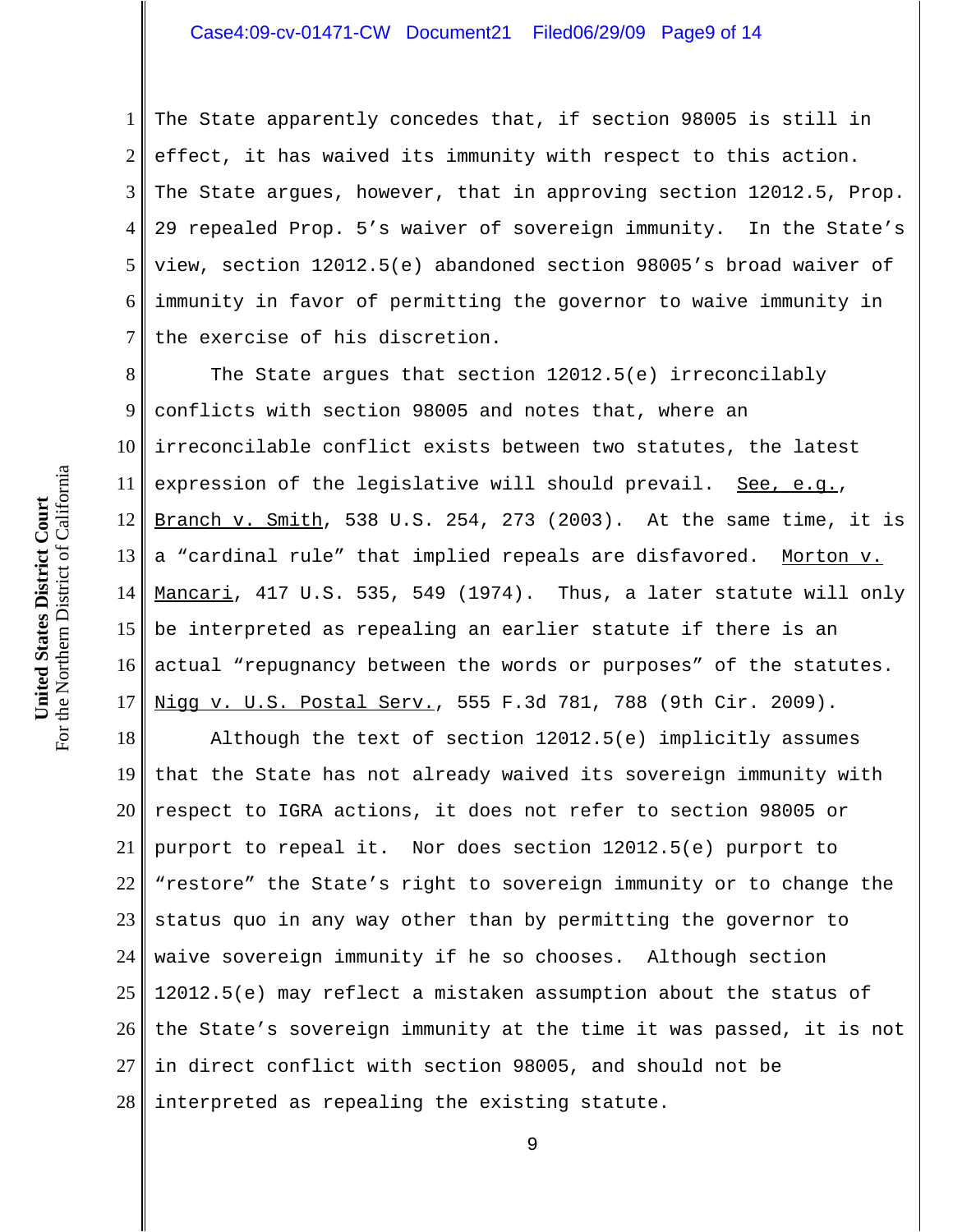The State apparently concedes that, if section 98005 is still in effect, it has waived its immunity with respect to this action. The State argues, however, that in approving section 12012.5, Prop. 29 repealed Prop. 5's waiver of sovereign immunity. In the State's view, section 12012.5(e) abandoned section 98005's broad waiver of immunity in favor of permitting the governor to waive immunity in the exercise of his discretion.

The State argues that section 12012.5(e) irreconcilably conflicts with section 98005 and notes that, where an irreconcilable conflict exists between two statutes, the latest expression of the legislative will should prevail. See, e.g., Branch v. Smith, 538 U.S. 254, 273 (2003). At the same time, it is a "cardinal rule" that implied repeals are disfavored. Morton v. Mancari, 417 U.S. 535, 549 (1974). Thus, a later statute will only be interpreted as repealing an earlier statute if there is an actual "repugnancy between the words or purposes" of the statutes. Nigg v. U.S. Postal Serv., 555 F.3d 781, 788 (9th Cir. 2009).

Although the text of section 12012.5(e) implicitly assumes that the State has not already waived its sovereign immunity with respect to IGRA actions, it does not refer to section 98005 or purport to repeal it. Nor does section 12012.5(e) purport to "restore" the State's right to sovereign immunity or to change the status quo in any way other than by permitting the governor to waive sovereign immunity if he so chooses. Although section 12012.5(e) may reflect a mistaken assumption about the status of the State's sovereign immunity at the time it was passed, it is not in direct conflict with section 98005, and should not be interpreted as repealing the existing statute.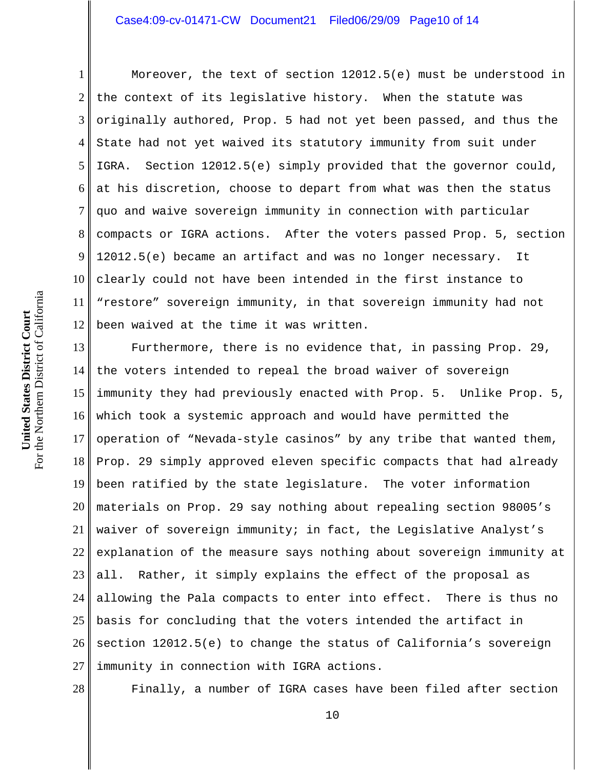Moreover, the text of section 12012.5(e) must be understood in the context of its legislative history. When the statute was originally authored, Prop. 5 had not yet been passed, and thus the State had not yet waived its statutory immunity from suit under IGRA. Section 12012.5(e) simply provided that the governor could, at his discretion, choose to depart from what was then the status quo and waive sovereign immunity in connection with particular compacts or IGRA actions. After the voters passed Prop. 5, section 12012.5(e) became an artifact and was no longer necessary. It clearly could not have been intended in the first instance to "restore" sovereign immunity, in that sovereign immunity had not been waived at the time it was written.

Furthermore, there is no evidence that, in passing Prop. 29, the voters intended to repeal the broad waiver of sovereign immunity they had previously enacted with Prop. 5. Unlike Prop. 5, which took a systemic approach and would have permitted the operation of "Nevada-style casinos" by any tribe that wanted them, Prop. 29 simply approved eleven specific compacts that had already been ratified by the state legislature. The voter information materials on Prop. 29 say nothing about repealing section 98005's waiver of sovereign immunity; in fact, the Legislative Analyst's explanation of the measure says nothing about sovereign immunity at all. Rather, it simply explains the effect of the proposal as allowing the Pala compacts to enter into effect. There is thus no basis for concluding that the voters intended the artifact in section 12012.5(e) to change the status of California's sovereign immunity in connection with IGRA actions.

Finally, a number of IGRA cases have been filed after section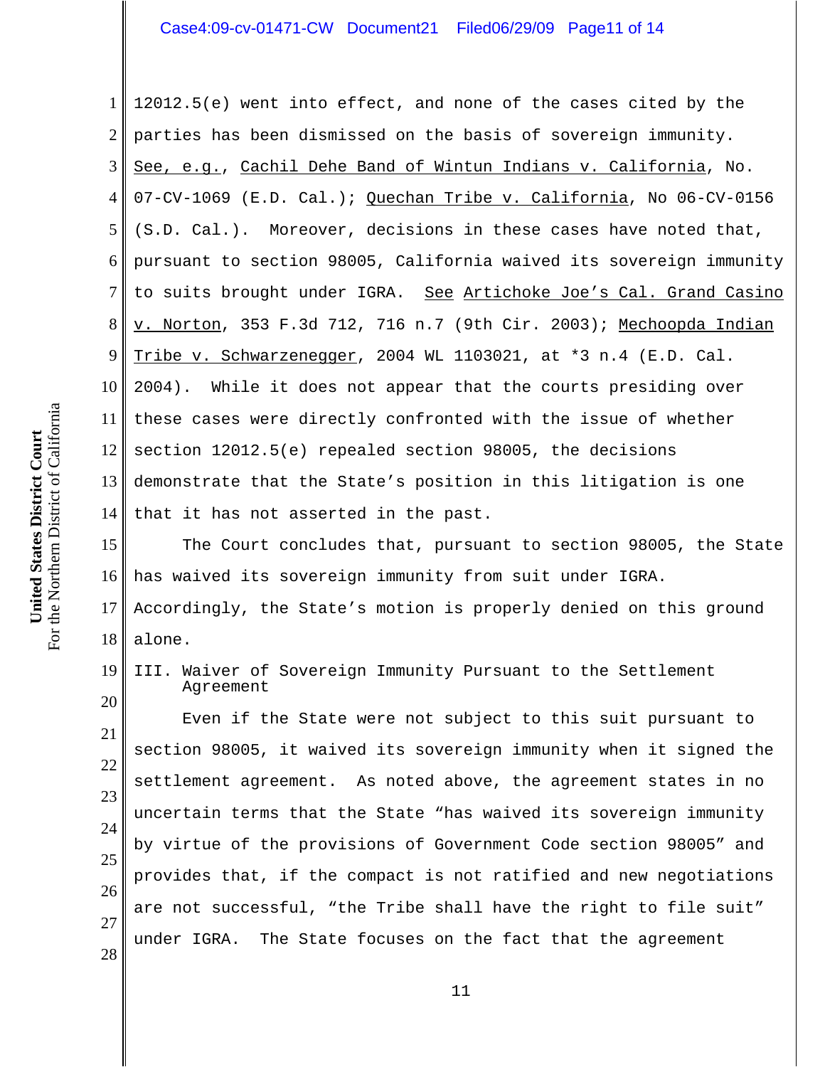12012.5(e) went into effect, and none of the cases cited by the parties has been dismissed on the basis of sovereign immunity. See, e.g., Cachil Dehe Band of Wintun Indians v. California, No. 07-CV-1069 (E.D. Cal.); Quechan Tribe v. California, No 06-CV-0156 (S.D. Cal.). Moreover, decisions in these cases have noted that, pursuant to section 98005, California waived its sovereign immunity to suits brought under IGRA. See Artichoke Joe's Cal. Grand Casino v. Norton, 353 F.3d 712, 716 n.7 (9th Cir. 2003); Mechoopda Indian Tribe v. Schwarzenegger, 2004 WL 1103021, at *3 n.4 (E.D. Cal. 2004). While it does not appear that the courts presiding over these cases were directly confronted with the issue of whether section 12012.5(e) repealed section 98005, the decisions demonstrate that the State's position in this litigation is one that it has not asserted in the past.

The Court concludes that, pursuant to section 98005, the State has waived its sovereign immunity from suit under IGRA. Accordingly, the State's motion is properly denied on this ground alone.

## III. Waiver of Sovereign Immunity Pursuant to the Settlement Agreement

Even if the State were not subject to this suit pursuant to section 98005, it waived its sovereign immunity when it signed the settlement agreement. As noted above, the agreement states in no uncertain terms that the State "has waived its sovereign immunity by virtue of the provisions of Government Code section 98005" and provides that, if the compact is not ratified and new negotiations are not successful, "the Tribe shall have the right to file suit" under IGRA. The State focuses on the fact that the agreement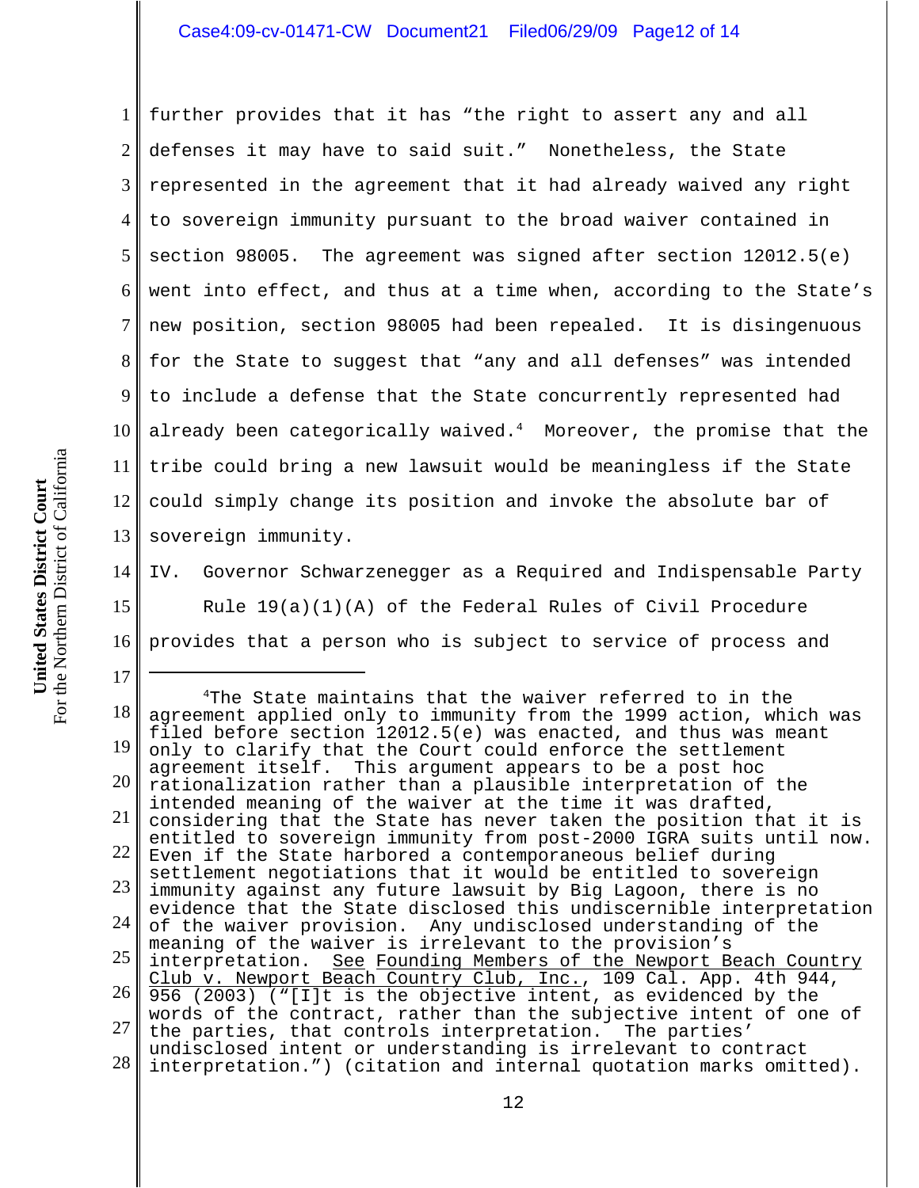further provides that it has "the right to assert any and all defenses it may have to said suit." Nonetheless, the State represented in the agreement that it had already waived any right to sovereign immunity pursuant to the broad waiver contained in section 98005. The agreement was signed after section 12012.5(e) went into effect, and thus at a time when, according to the State's new position, section 98005 had been repealed. It is disingenuous for the State to suggest that "any and all defenses" was intended to include a defense that the State concurrently represented had already been categorically waived.[4] Moreover, the promise that the tribe could bring a new lawsuit would be meaningless if the State could simply change its position and invoke the absolute bar of sovereign immunity.

## IV. Governor Schwarzenegger as a Required and Indispensable Party

Rule 19(a)(1)(A) of the Federal Rules of Civil Procedure provides that a person who is subject to service of process and

---

[4] The State maintains that the waiver referred to in the agreement applied only to immunity from the 1999 action, which was filed before section 12012.5(e) was enacted, and thus was meant only to clarify that the Court could enforce the settlement agreement itself. This argument appears to be a post hoc rationalization rather than a plausible interpretation of the intended meaning of the waiver at the time it was drafted, considering that the State has never taken the position that it is entitled to sovereign immunity from post-2000 IGRA suits until now. Even if the State harbored a contemporaneous belief during settlement negotiations that it would be entitled to sovereign immunity against any future lawsuit by Big Lagoon, there is no evidence that the State disclosed this undiscernible interpretation of the waiver provision. Any undisclosed understanding of the meaning of the waiver is irrelevant to the provision's interpretation. See Founding Members of the Newport Beach Country Club v. Newport Beach Country Club, Inc., 109 Cal. App. 4th 944, 956 (2003) ("[I]t is the objective intent, as evidenced by the words of the contract, rather than the subjective intent of one of the parties, that controls interpretation. The parties' undisclosed intent or understanding is irrelevant to contract interpretation.") (citation and internal quotation marks omitted).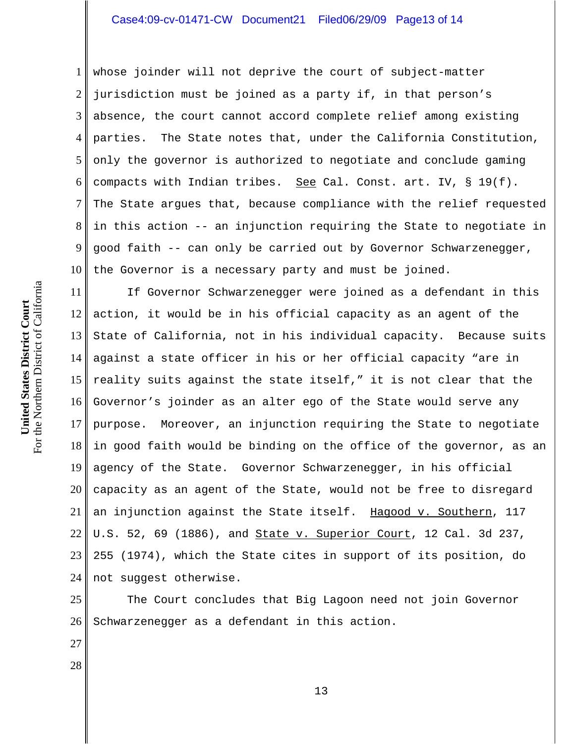whose joinder will not deprive the court of subject-matter jurisdiction must be joined as a party if, in that person's absence, the court cannot accord complete relief among existing parties. The State notes that, under the California Constitution, only the governor is authorized to negotiate and conclude gaming compacts with Indian tribes. See Cal. Const. art. IV, § 19(f). The State argues that, because compliance with the relief requested in this action -- an injunction requiring the State to negotiate in good faith -- can only be carried out by Governor Schwarzenegger, the Governor is a necessary party and must be joined.

If Governor Schwarzenegger were joined as a defendant in this action, it would be in his official capacity as an agent of the State of California, not in his individual capacity. Because suits against a state officer in his or her official capacity "are in reality suits against the state itself," it is not clear that the Governor's joinder as an alter ego of the State would serve any purpose. Moreover, an injunction requiring the State to negotiate in good faith would be binding on the office of the governor, as an agency of the State. Governor Schwarzenegger, in his official capacity as an agent of the State, would not be free to disregard an injunction against the State itself. Hagood v. Southern, 117 U.S. 52, 69 (1886), and State v. Superior Court, 12 Cal. 3d 237, 255 (1974), which the State cites in support of its position, do not suggest otherwise.

The Court concludes that Big Lagoon need not join Governor Schwarzenegger as a defendant in this action.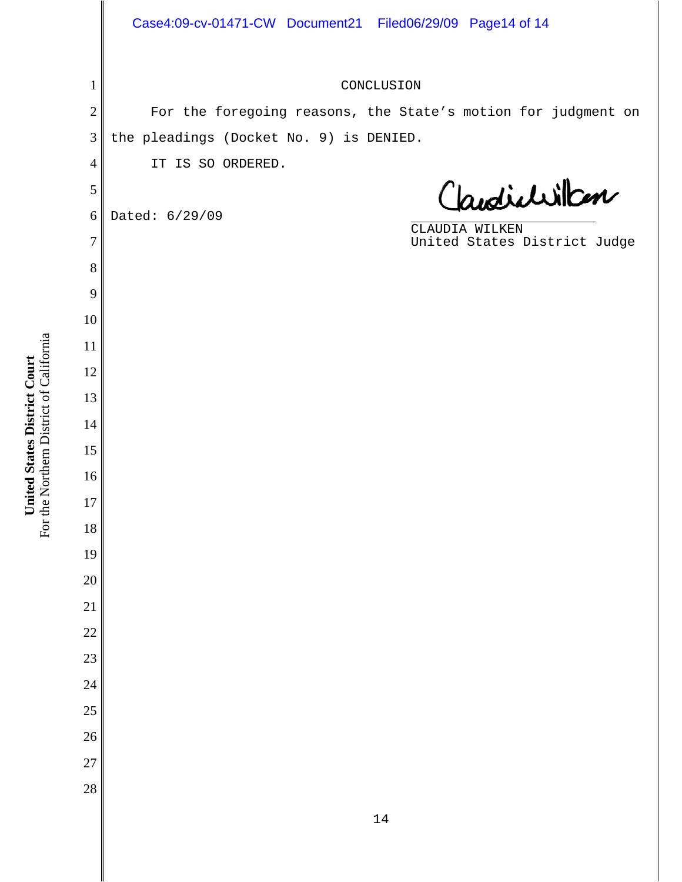## CONCLUSION

For the foregoing reasons, the State's motion for judgment on the pleadings (Docket No. 9) is DENIED.

IT IS SO ORDERED.

Dated: 6/29/09

CLAUDIA WILKEN
United States District Judge